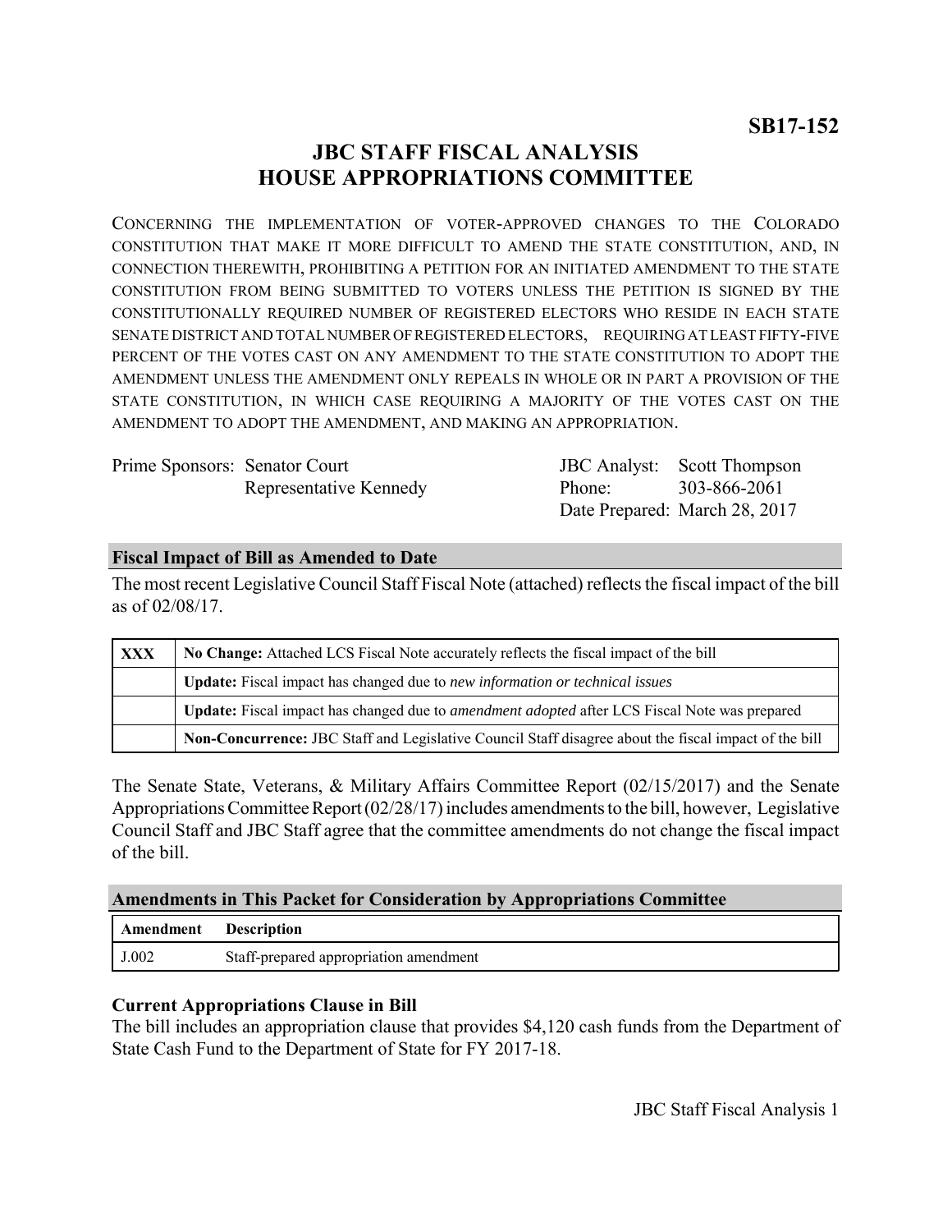**SB17-152**

# JBC STAFF FISCAL ANALYSIS
# HOUSE APPROPRIATIONS COMMITTEE

CONCERNING THE IMPLEMENTATION OF VOTER-APPROVED CHANGES TO THE COLORADO CONSTITUTION THAT MAKE IT MORE DIFFICULT TO AMEND THE STATE CONSTITUTION, AND, IN CONNECTION THEREWITH, PROHIBITING A PETITION FOR AN INITIATED AMENDMENT TO THE STATE CONSTITUTION FROM BEING SUBMITTED TO VOTERS UNLESS THE PETITION IS SIGNED BY THE CONSTITUTIONALLY REQUIRED NUMBER OF REGISTERED ELECTORS WHO RESIDE IN EACH STATE SENATE DISTRICT AND TOTAL NUMBER OF REGISTERED ELECTORS, REQUIRING AT LEAST FIFTY-FIVE PERCENT OF THE VOTES CAST ON ANY AMENDMENT TO THE STATE CONSTITUTION TO ADOPT THE AMENDMENT UNLESS THE AMENDMENT ONLY REPEALS IN WHOLE OR IN PART A PROVISION OF THE STATE CONSTITUTION, IN WHICH CASE REQUIRING A MAJORITY OF THE VOTES CAST ON THE AMENDMENT TO ADOPT THE AMENDMENT, AND MAKING AN APPROPRIATION.

Prime Sponsors: Senator Court
Representative Kennedy

JBC Analyst: Scott Thompson
Phone: 303-866-2061
Date Prepared: March 28, 2017

## Fiscal Impact of Bill as Amended to Date

The most recent Legislative Council Staff Fiscal Note (attached) reflects the fiscal impact of the bill as of 02/08/17.

| | |
|---|---|
| XXX | **No Change:** Attached LCS Fiscal Note accurately reflects the fiscal impact of the bill |
| | **Update:** Fiscal impact has changed due to *new information or technical issues* |
| | **Update:** Fiscal impact has changed due to *amendment adopted* after LCS Fiscal Note was prepared |
| | **Non-Concurrence:** JBC Staff and Legislative Council Staff disagree about the fiscal impact of the bill |

The Senate State, Veterans, & Military Affairs Committee Report (02/15/2017) and the Senate Appropriations Committee Report (02/28/17) includes amendments to the bill, however, Legislative Council Staff and JBC Staff agree that the committee amendments do not change the fiscal impact of the bill.

## Amendments in This Packet for Consideration by Appropriations Committee

| Amendment | Description |
|---|---|
| J.002 | Staff-prepared appropriation amendment |

### Current Appropriations Clause in Bill

The bill includes an appropriation clause that provides $4,120 cash funds from the Department of State Cash Fund to the Department of State for FY 2017-18.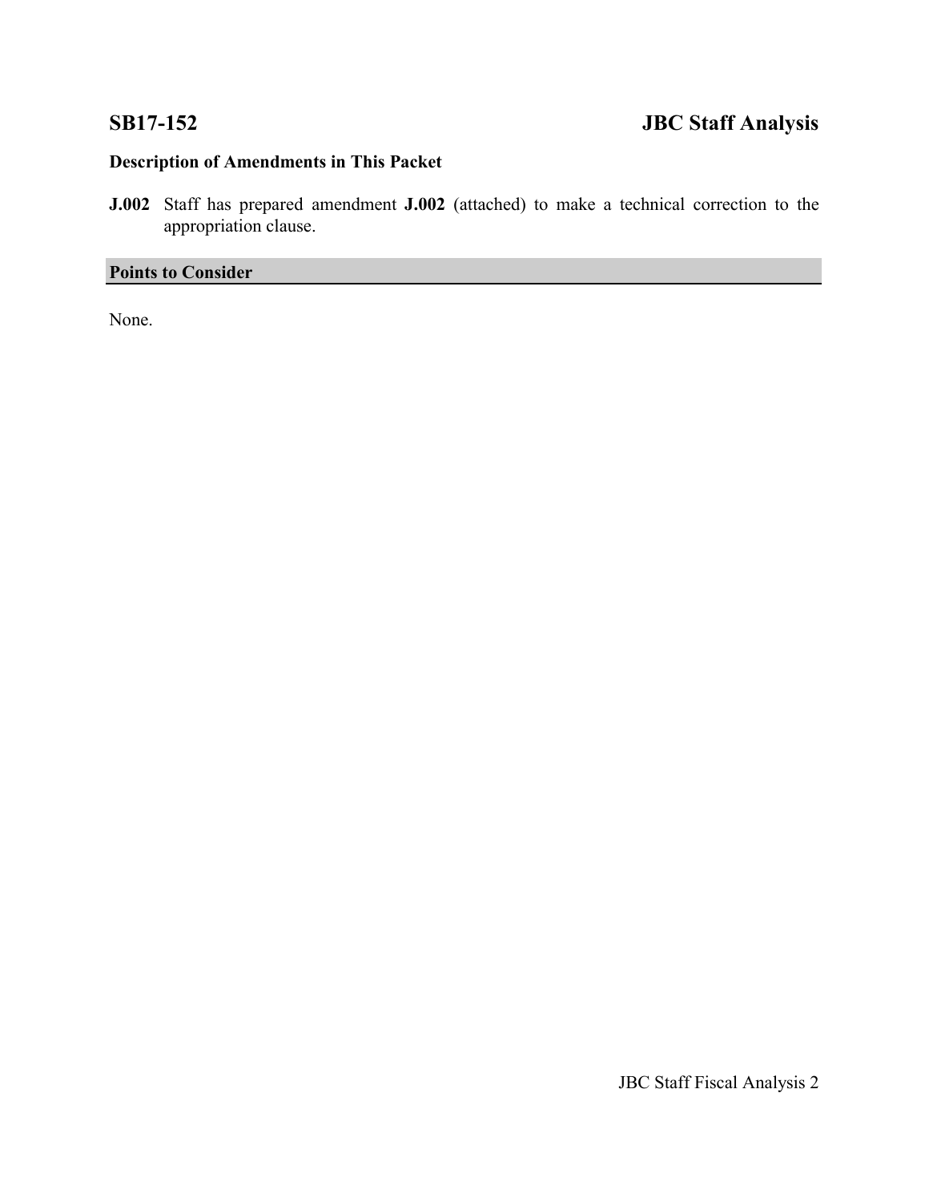# SB17-152 JBC Staff Analysis

**Description of Amendments in This Packet**

**J.002** Staff has prepared amendment **J.002** (attached) to make a technical correction to the appropriation clause.

## Points to Consider

None.